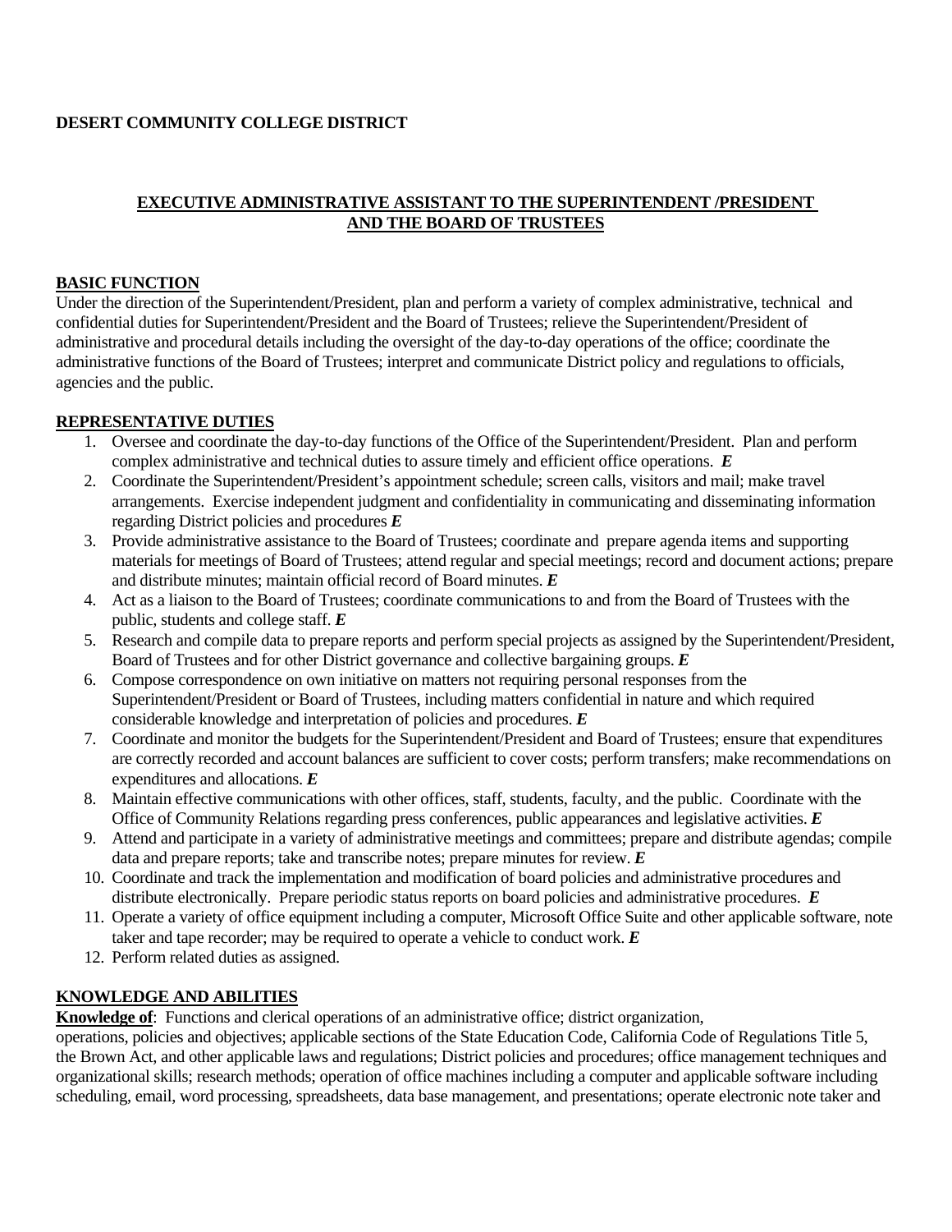**DESERT COMMUNITY COLLEGE DISTRICT**

# EXECUTIVE ADMINISTRATIVE ASSISTANT TO THE SUPERINTENDENT /PRESIDENT AND THE BOARD OF TRUSTEES

## BASIC FUNCTION

Under the direction of the Superintendent/President, plan and perform a variety of complex administrative, technical and confidential duties for Superintendent/President and the Board of Trustees; relieve the Superintendent/President of administrative and procedural details including the oversight of the day-to-day operations of the office; coordinate the administrative functions of the Board of Trustees; interpret and communicate District policy and regulations to officials, agencies and the public.

## REPRESENTATIVE DUTIES

1. Oversee and coordinate the day-to-day functions of the Office of the Superintendent/President. Plan and perform complex administrative and technical duties to assure timely and efficient office operations. ***E***
2. Coordinate the Superintendent/President's appointment schedule; screen calls, visitors and mail; make travel arrangements. Exercise independent judgment and confidentiality in communicating and disseminating information regarding District policies and procedures ***E***
3. Provide administrative assistance to the Board of Trustees; coordinate and prepare agenda items and supporting materials for meetings of Board of Trustees; attend regular and special meetings; record and document actions; prepare and distribute minutes; maintain official record of Board minutes. ***E***
4. Act as a liaison to the Board of Trustees; coordinate communications to and from the Board of Trustees with the public, students and college staff. ***E***
5. Research and compile data to prepare reports and perform special projects as assigned by the Superintendent/President, Board of Trustees and for other District governance and collective bargaining groups. ***E***
6. Compose correspondence on own initiative on matters not requiring personal responses from the Superintendent/President or Board of Trustees, including matters confidential in nature and which required considerable knowledge and interpretation of policies and procedures. ***E***
7. Coordinate and monitor the budgets for the Superintendent/President and Board of Trustees; ensure that expenditures are correctly recorded and account balances are sufficient to cover costs; perform transfers; make recommendations on expenditures and allocations. ***E***
8. Maintain effective communications with other offices, staff, students, faculty, and the public. Coordinate with the Office of Community Relations regarding press conferences, public appearances and legislative activities. ***E***
9. Attend and participate in a variety of administrative meetings and committees; prepare and distribute agendas; compile data and prepare reports; take and transcribe notes; prepare minutes for review. ***E***
10. Coordinate and track the implementation and modification of board policies and administrative procedures and distribute electronically. Prepare periodic status reports on board policies and administrative procedures. ***E***
11. Operate a variety of office equipment including a computer, Microsoft Office Suite and other applicable software, note taker and tape recorder; may be required to operate a vehicle to conduct work. ***E***
12. Perform related duties as assigned.

## KNOWLEDGE AND ABILITIES

**Knowledge of**: Functions and clerical operations of an administrative office; district organization, operations, policies and objectives; applicable sections of the State Education Code, California Code of Regulations Title 5, the Brown Act, and other applicable laws and regulations; District policies and procedures; office management techniques and organizational skills; research methods; operation of office machines including a computer and applicable software including scheduling, email, word processing, spreadsheets, data base management, and presentations; operate electronic note taker and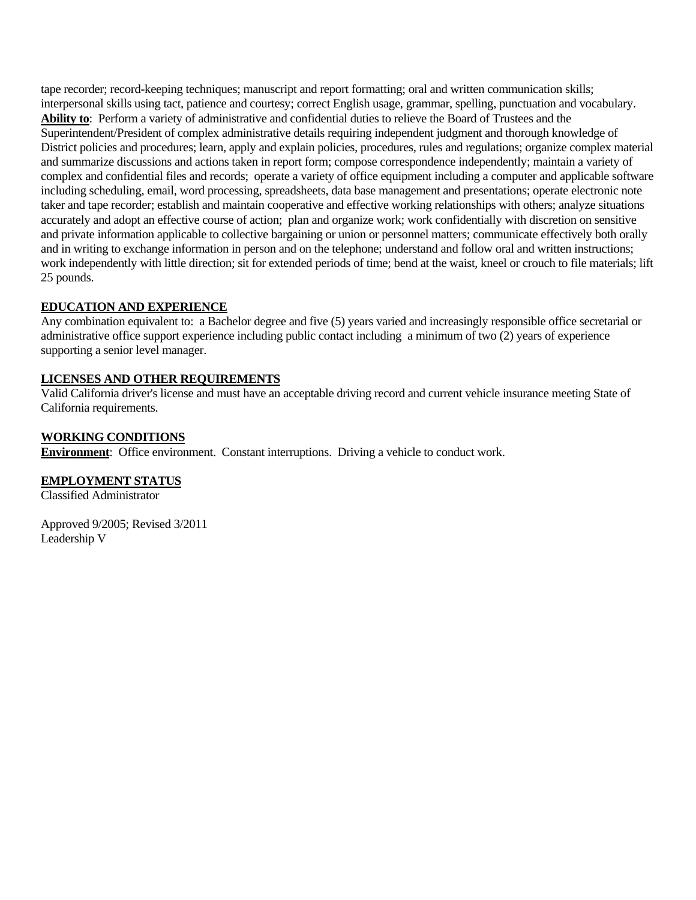tape recorder; record-keeping techniques; manuscript and report formatting; oral and written communication skills; interpersonal skills using tact, patience and courtesy; correct English usage, grammar, spelling, punctuation and vocabulary.

**Ability to**: Perform a variety of administrative and confidential duties to relieve the Board of Trustees and the Superintendent/President of complex administrative details requiring independent judgment and thorough knowledge of District policies and procedures; learn, apply and explain policies, procedures, rules and regulations; organize complex material and summarize discussions and actions taken in report form; compose correspondence independently; maintain a variety of complex and confidential files and records; operate a variety of office equipment including a computer and applicable software including scheduling, email, word processing, spreadsheets, data base management and presentations; operate electronic note taker and tape recorder; establish and maintain cooperative and effective working relationships with others; analyze situations accurately and adopt an effective course of action; plan and organize work; work confidentially with discretion on sensitive and private information applicable to collective bargaining or union or personnel matters; communicate effectively both orally and in writing to exchange information in person and on the telephone; understand and follow oral and written instructions; work independently with little direction; sit for extended periods of time; bend at the waist, kneel or crouch to file materials; lift 25 pounds.

## EDUCATION AND EXPERIENCE

Any combination equivalent to: a Bachelor degree and five (5) years varied and increasingly responsible office secretarial or administrative office support experience including public contact including a minimum of two (2) years of experience supporting a senior level manager.

## LICENSES AND OTHER REQUIREMENTS

Valid California driver's license and must have an acceptable driving record and current vehicle insurance meeting State of California requirements.

## WORKING CONDITIONS

**Environment**: Office environment. Constant interruptions. Driving a vehicle to conduct work.

## EMPLOYMENT STATUS

Classified Administrator

Approved 9/2005; Revised 3/2011
Leadership V